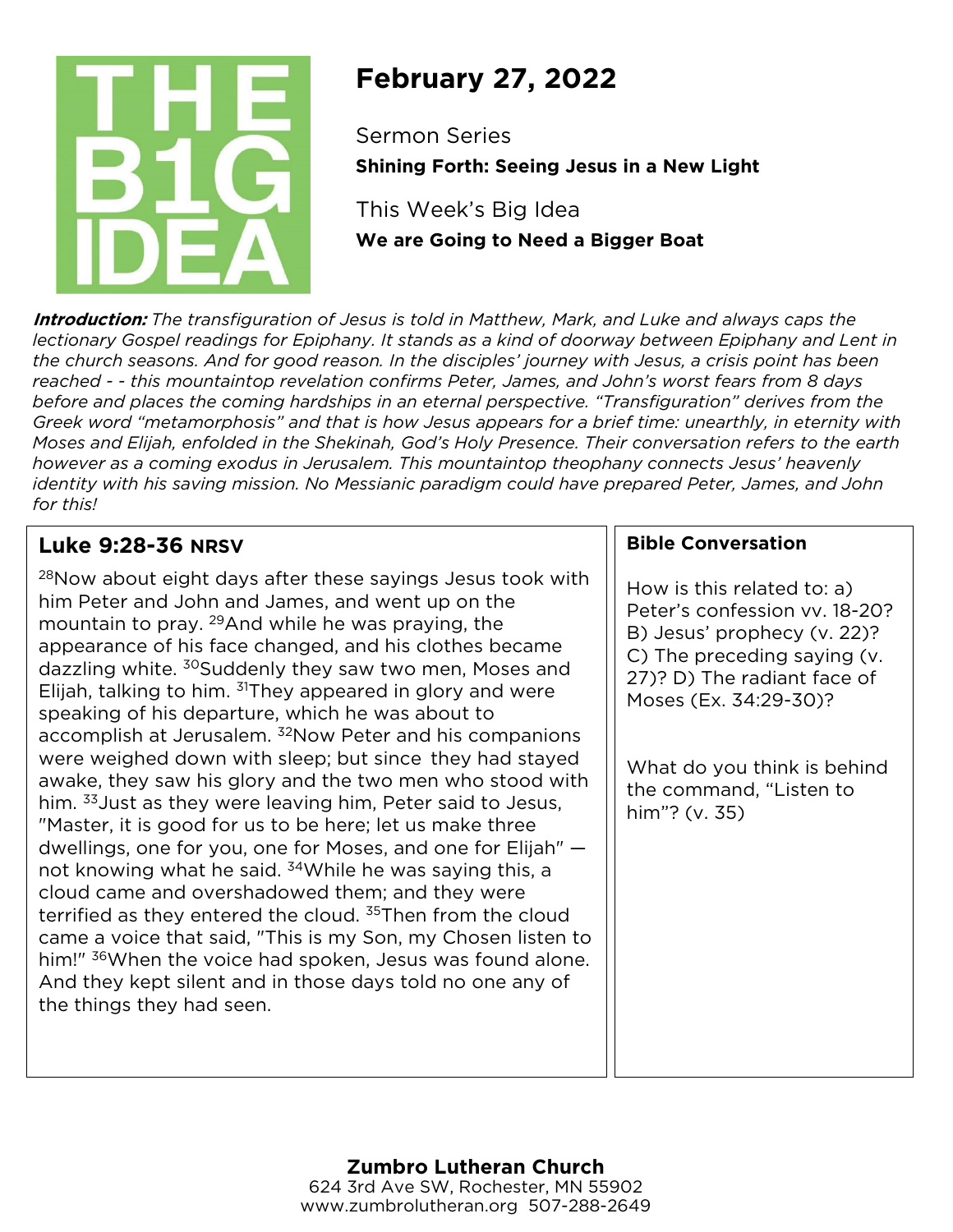THE B1G IDEA

# February 27, 2022

Sermon Series

**Shining Forth: Seeing Jesus in a New Light**

This Week's Big Idea

**We are Going to Need a Bigger Boat**

***Introduction:*** *The transfiguration of Jesus is told in Matthew, Mark, and Luke and always caps the lectionary Gospel readings for Epiphany. It stands as a kind of doorway between Epiphany and Lent in the church seasons. And for good reason. In the disciples' journey with Jesus, a crisis point has been reached - - this mountaintop revelation confirms Peter, James, and John's worst fears from 8 days before and places the coming hardships in an eternal perspective. "Transfiguration" derives from the Greek word "metamorphosis" and that is how Jesus appears for a brief time: unearthly, in eternity with Moses and Elijah, enfolded in the Shekinah, God's Holy Presence. Their conversation refers to the earth however as a coming exodus in Jerusalem. This mountaintop theophany connects Jesus' heavenly identity with his saving mission. No Messianic paradigm could have prepared Peter, James, and John for this!*

## Luke 9:28-36 NRSV

[28]Now about eight days after these sayings Jesus took with him Peter and John and James, and went up on the mountain to pray. [29]And while he was praying, the appearance of his face changed, and his clothes became dazzling white. [30]Suddenly they saw two men, Moses and Elijah, talking to him. [31]They appeared in glory and were speaking of his departure, which he was about to accomplish at Jerusalem. [32]Now Peter and his companions were weighed down with sleep; but since they had stayed awake, they saw his glory and the two men who stood with him. [33]Just as they were leaving him, Peter said to Jesus, "Master, it is good for us to be here; let us make three dwellings, one for you, one for Moses, and one for Elijah" — not knowing what he said. [34]While he was saying this, a cloud came and overshadowed them; and they were terrified as they entered the cloud. [35]Then from the cloud came a voice that said, "This is my Son, my Chosen listen to him!" [36]When the voice had spoken, Jesus was found alone. And they kept silent and in those days told no one any of the things they had seen.

## Bible Conversation

How is this related to: a) Peter's confession vv. 18-20? B) Jesus' prophecy (v. 22)? C) The preceding saying (v. 27)? D) The radiant face of Moses (Ex. 34:29-30)?

What do you think is behind the command, "Listen to him"? (v. 35)

**Zumbro Lutheran Church**
624 3rd Ave SW, Rochester, MN 55902
www.zumbrolutheran.org 507-288-2649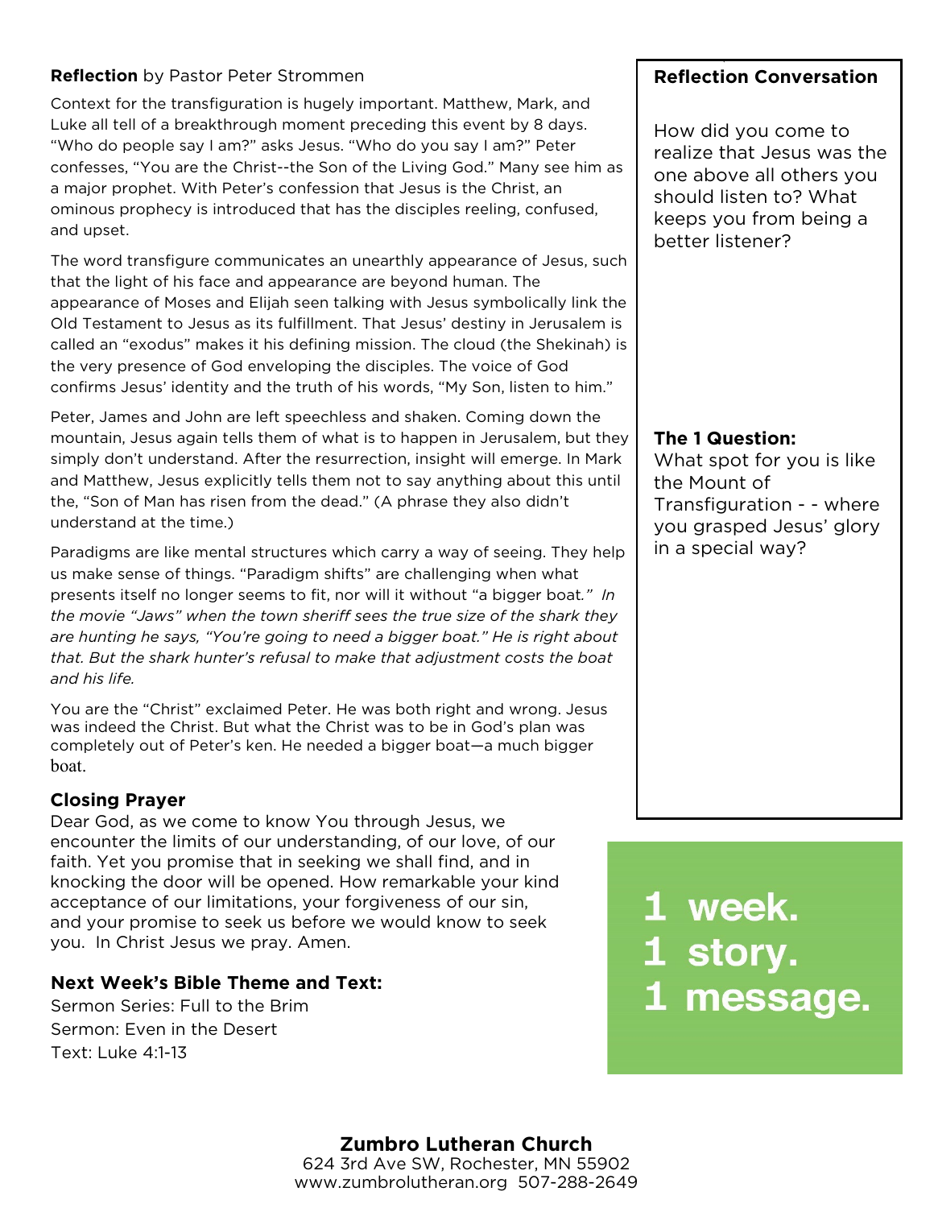**Reflection** by Pastor Peter Strommen

Context for the transfiguration is hugely important. Matthew, Mark, and Luke all tell of a breakthrough moment preceding this event by 8 days. "Who do people say I am?" asks Jesus. "Who do you say I am?" Peter confesses, "You are the Christ--the Son of the Living God." Many see him as a major prophet. With Peter's confession that Jesus is the Christ, an ominous prophecy is introduced that has the disciples reeling, confused, and upset.

The word transfigure communicates an unearthly appearance of Jesus, such that the light of his face and appearance are beyond human. The appearance of Moses and Elijah seen talking with Jesus symbolically link the Old Testament to Jesus as its fulfillment. That Jesus' destiny in Jerusalem is called an "exodus" makes it his defining mission. The cloud (the Shekinah) is the very presence of God enveloping the disciples. The voice of God confirms Jesus' identity and the truth of his words, "My Son, listen to him."

Peter, James and John are left speechless and shaken. Coming down the mountain, Jesus again tells them of what is to happen in Jerusalem, but they simply don't understand. After the resurrection, insight will emerge. In Mark and Matthew, Jesus explicitly tells them not to say anything about this until the, "Son of Man has risen from the dead." (A phrase they also didn't understand at the time.)

Paradigms are like mental structures which carry a way of seeing. They help us make sense of things. "Paradigm shifts" are challenging when what presents itself no longer seems to fit, nor will it without "a bigger boat*." In the movie "Jaws" when the town sheriff sees the true size of the shark they are hunting he says, "You're going to need a bigger boat." He is right about that. But the shark hunter's refusal to make that adjustment costs the boat and his life.*

You are the "Christ" exclaimed Peter. He was both right and wrong. Jesus was indeed the Christ. But what the Christ was to be in God's plan was completely out of Peter's ken. He needed a bigger boat—a much bigger boat.

**Closing Prayer**

Dear God, as we come to know You through Jesus, we encounter the limits of our understanding, of our love, of our faith. Yet you promise that in seeking we shall find, and in knocking the door will be opened. How remarkable your kind acceptance of our limitations, your forgiveness of our sin, and your promise to seek us before we would know to seek you. In Christ Jesus we pray. Amen.

**Next Week's Bible Theme and Text:**

Sermon Series: Full to the Brim
Sermon: Even in the Desert
Text: Luke 4:1-13

**Reflection Conversation**

How did you come to realize that Jesus was the one above all others you should listen to? What keeps you from being a better listener?

**The 1 Question:**
What spot for you is like the Mount of Transfiguration - - where you grasped Jesus' glory in a special way?

**1 week.**
**1 story.**
**1 message.**

**Zumbro Lutheran Church**
624 3rd Ave SW, Rochester, MN 55902
www.zumbrolutheran.org 507-288-2649